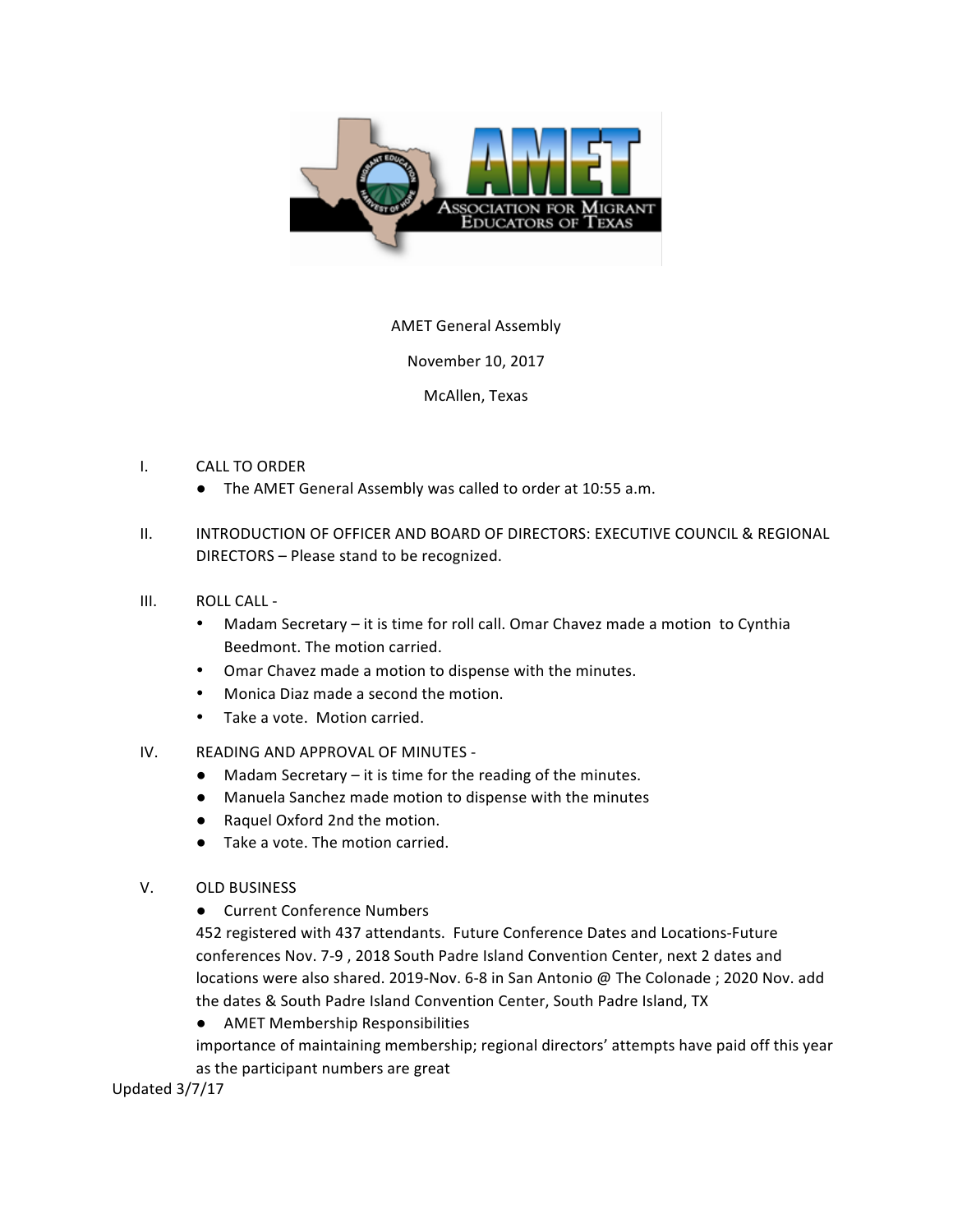AMET General Assembly

November 10, 2017

McAllen, Texas

I. CALL TO ORDER
- The AMET General Assembly was called to order at 10:55 a.m.

II. INTRODUCTION OF OFFICER AND BOARD OF DIRECTORS: EXECUTIVE COUNCIL & REGIONAL DIRECTORS – Please stand to be recognized.

III. ROLL CALL -
- Madam Secretary – it is time for roll call. Omar Chavez made a motion to Cynthia Beedmont. The motion carried.
- Omar Chavez made a motion to dispense with the minutes.
- Monica Diaz made a second the motion.
- Take a vote. Motion carried.

IV. READING AND APPROVAL OF MINUTES -
- Madam Secretary – it is time for the reading of the minutes.
- Manuela Sanchez made motion to dispense with the minutes
- Raquel Oxford 2nd the motion.
- Take a vote. The motion carried.

V. OLD BUSINESS
- Current Conference Numbers

452 registered with 437 attendants. Future Conference Dates and Locations-Future conferences Nov. 7-9 , 2018 South Padre Island Convention Center, next 2 dates and locations were also shared. 2019-Nov. 6-8 in San Antonio @ The Colonade ; 2020 Nov. add the dates & South Padre Island Convention Center, South Padre Island, TX

- AMET Membership Responsibilities

importance of maintaining membership; regional directors' attempts have paid off this year as the participant numbers are great

Updated 3/7/17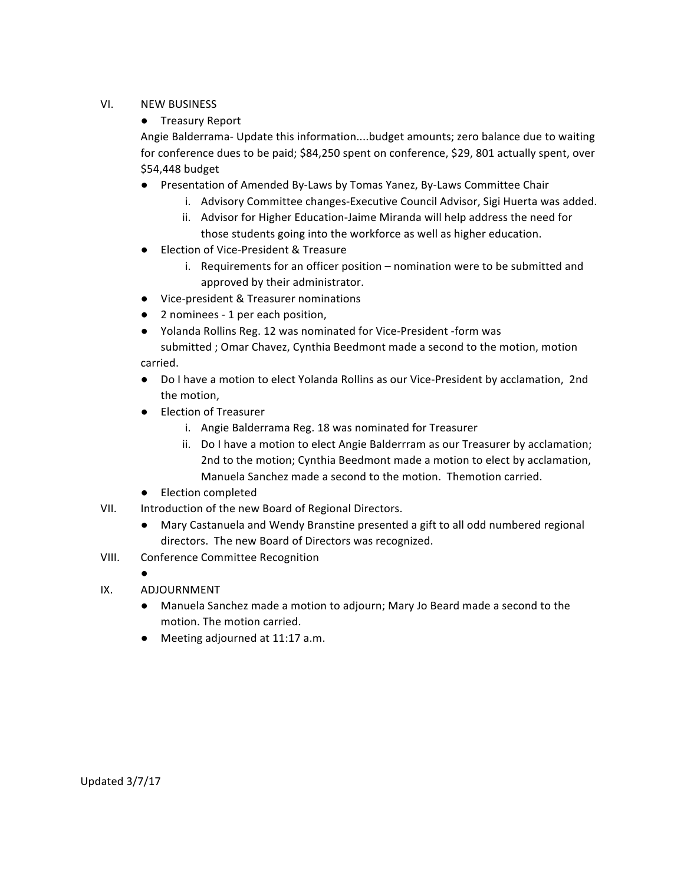VI. NEW BUSINESS

- Treasury Report

Angie Balderrama- Update this information....budget amounts; zero balance due to waiting for conference dues to be paid; $84,250 spent on conference, $29, 801 actually spent, over $54,448 budget

- Presentation of Amended By-Laws by Tomas Yanez, By-Laws Committee Chair
    i. Advisory Committee changes-Executive Council Advisor, Sigi Huerta was added.
    ii. Advisor for Higher Education-Jaime Miranda will help address the need for those students going into the workforce as well as higher education.
- Election of Vice-President & Treasure
    i. Requirements for an officer position – nomination were to be submitted and approved by their administrator.
- Vice-president & Treasurer nominations
- 2 nominees - 1 per each position,
- Yolanda Rollins Reg. 12 was nominated for Vice-President -form was submitted ; Omar Chavez, Cynthia Beedmont made a second to the motion, motion carried.
- Do I have a motion to elect Yolanda Rollins as our Vice-President by acclamation, 2nd the motion,
- Election of Treasurer
    i. Angie Balderrama Reg. 18 was nominated for Treasurer
    ii. Do I have a motion to elect Angie Balderrram as our Treasurer by acclamation; 2nd to the motion; Cynthia Beedmont made a motion to elect by acclamation, Manuela Sanchez made a second to the motion. Themotion carried.
- Election completed

VII. Introduction of the new Board of Regional Directors.

- Mary Castanuela and Wendy Branstine presented a gift to all odd numbered regional directors. The new Board of Directors was recognized.

VIII. Conference Committee Recognition

- 

IX. ADJOURNMENT

- Manuela Sanchez made a motion to adjourn; Mary Jo Beard made a second to the motion. The motion carried.
- Meeting adjourned at 11:17 a.m.

Updated 3/7/17